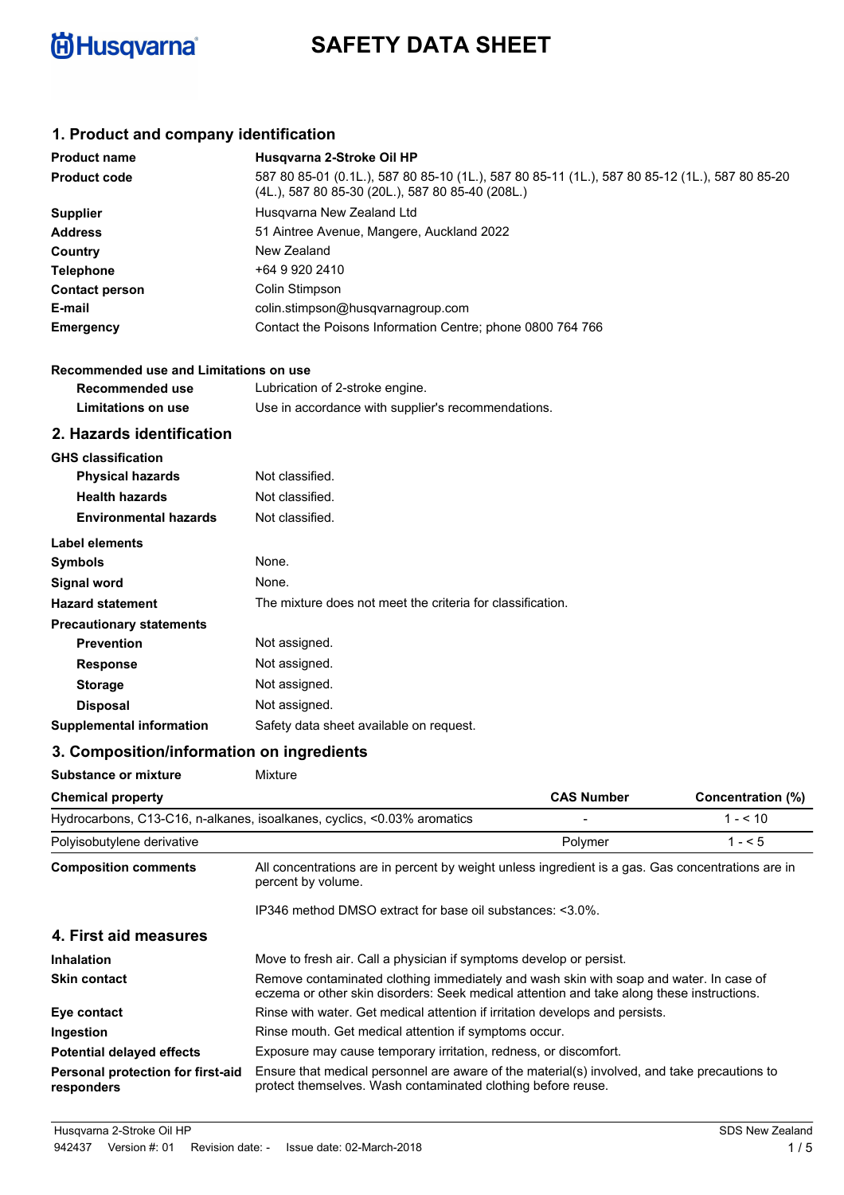# SAFETY DATA SHEET

## 1. Product and company identification

| | |
|---|---|
| **Product name** | **Husqvarna 2-Stroke Oil HP** |
| **Product code** | 587 80 85-01 (0.1L.), 587 80 85-10 (1L.), 587 80 85-11 (1L.), 587 80 85-12 (1L.), 587 80 85-20 (4L.), 587 80 85-30 (20L.), 587 80 85-40 (208L.) |
| **Supplier** | Husqvarna New Zealand Ltd |
| **Address** | 51 Aintree Avenue, Mangere, Auckland 2022 |
| **Country** | New Zealand |
| **Telephone** | +64 9 920 2410 |
| **Contact person** | Colin Stimpson |
| **E-mail** | colin.stimpson@husqvarnagroup.com |
| **Emergency** | Contact the Poisons Information Centre; phone 0800 764 766 |

**Recommended use and Limitations on use**

| | |
|---|---|
| **Recommended use** | Lubrication of 2-stroke engine. |
| **Limitations on use** | Use in accordance with supplier's recommendations. |

## 2. Hazards identification

**GHS classification**

| | |
|---|---|
| **Physical hazards** | Not classified. |
| **Health hazards** | Not classified. |
| **Environmental hazards** | Not classified. |

**Label elements**

| | |
|---|---|
| **Symbols** | None. |
| **Signal word** | None. |
| **Hazard statement** | The mixture does not meet the criteria for classification. |

**Precautionary statements**

| | |
|---|---|
| **Prevention** | Not assigned. |
| **Response** | Not assigned. |
| **Storage** | Not assigned. |
| **Disposal** | Not assigned. |
| **Supplemental information** | Safety data sheet available on request. |

## 3. Composition/information on ingredients

**Substance or mixture** Mixture

| Chemical property | CAS Number | Concentration (%) |
|---|---|---|
| Hydrocarbons, C13-C16, n-alkanes, isoalkanes, cyclics, <0.03% aromatics | - | 1 - < 10 |
| Polyisobutylene derivative | Polymer | 1 - < 5 |

**Composition comments** All concentrations are in percent by weight unless ingredient is a gas. Gas concentrations are in percent by volume.

IP346 method DMSO extract for base oil substances: <3.0%.

## 4. First aid measures

| | |
|---|---|
| **Inhalation** | Move to fresh air. Call a physician if symptoms develop or persist. |
| **Skin contact** | Remove contaminated clothing immediately and wash skin with soap and water. In case of eczema or other skin disorders: Seek medical attention and take along these instructions. |
| **Eye contact** | Rinse with water. Get medical attention if irritation develops and persists. |
| **Ingestion** | Rinse mouth. Get medical attention if symptoms occur. |
| **Potential delayed effects** | Exposure may cause temporary irritation, redness, or discomfort. |
| **Personal protection for first-aid responders** | Ensure that medical personnel are aware of the material(s) involved, and take precautions to protect themselves. Wash contaminated clothing before reuse. |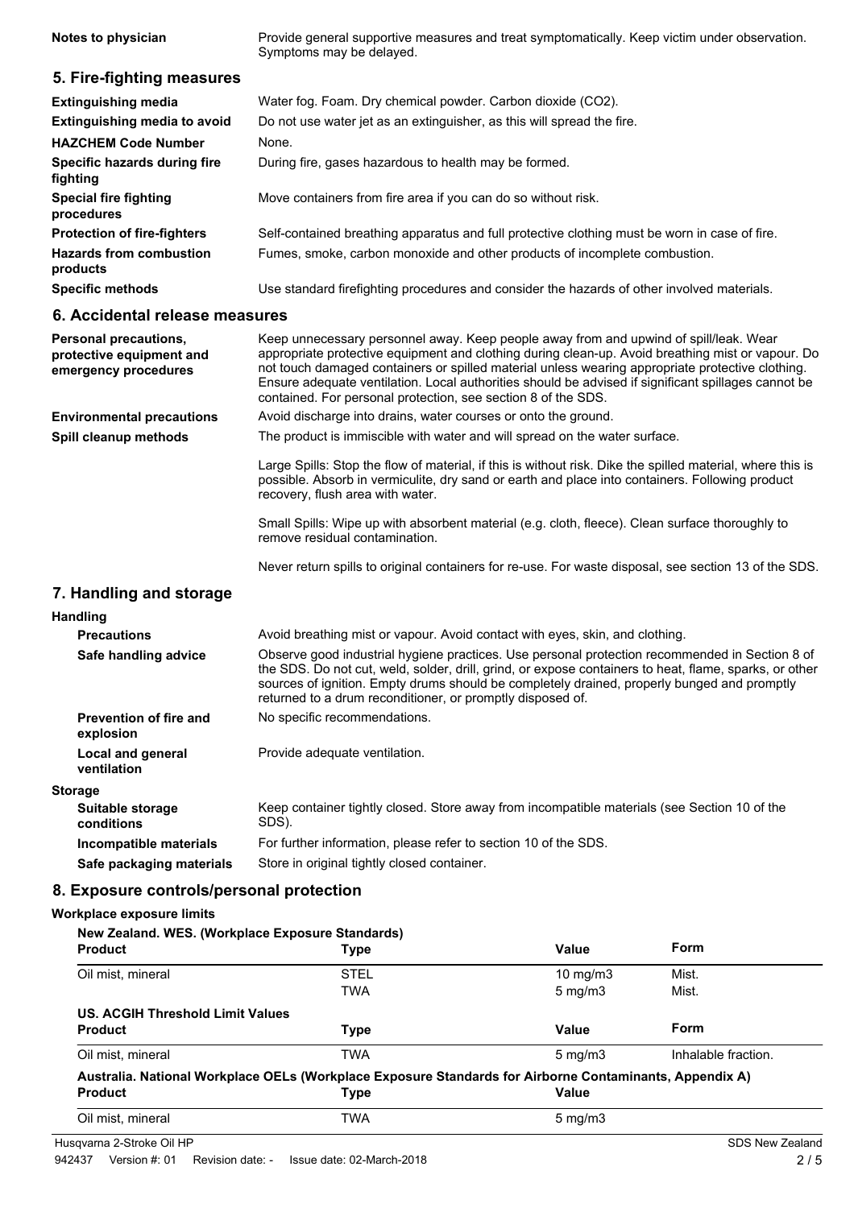| | |
|---|---|
| **Notes to physician** | Provide general supportive measures and treat symptomatically. Keep victim under observation. Symptoms may be delayed. |

## 5. Fire-fighting measures

| | |
|---|---|
| **Extinguishing media** | Water fog. Foam. Dry chemical powder. Carbon dioxide ($CO_2$). |
| **Extinguishing media to avoid** | Do not use water jet as an extinguisher, as this will spread the fire. |
| **HAZCHEM Code Number** | None. |
| **Specific hazards during fire fighting** | During fire, gases hazardous to health may be formed. |
| **Special fire fighting procedures** | Move containers from fire area if you can do so without risk. |
| **Protection of fire-fighters** | Self-contained breathing apparatus and full protective clothing must be worn in case of fire. |
| **Hazards from combustion products** | Fumes, smoke, carbon monoxide and other products of incomplete combustion. |
| **Specific methods** | Use standard firefighting procedures and consider the hazards of other involved materials. |

## 6. Accidental release measures

| | |
|---|---|
| **Personal precautions, protective equipment and emergency procedures** | Keep unnecessary personnel away. Keep people away from and upwind of spill/leak. Wear appropriate protective equipment and clothing during clean-up. Avoid breathing mist or vapour. Do not touch damaged containers or spilled material unless wearing appropriate protective clothing. Ensure adequate ventilation. Local authorities should be advised if significant spillages cannot be contained. For personal protection, see section 8 of the SDS. |
| **Environmental precautions** | Avoid discharge into drains, water courses or onto the ground. |
| **Spill cleanup methods** | The product is immiscible with water and will spread on the water surface.<br><br>Large Spills: Stop the flow of material, if this is without risk. Dike the spilled material, where this is possible. Absorb in vermiculite, dry sand or earth and place into containers. Following product recovery, flush area with water.<br><br>Small Spills: Wipe up with absorbent material (e.g. cloth, fleece). Clean surface thoroughly to remove residual contamination.<br><br>Never return spills to original containers for re-use. For waste disposal, see section 13 of the SDS. |

## 7. Handling and storage

**Handling**

| | |
|---|---|
| **Precautions** | Avoid breathing mist or vapour. Avoid contact with eyes, skin, and clothing. |
| **Safe handling advice** | Observe good industrial hygiene practices. Use personal protection recommended in Section 8 of the SDS. Do not cut, weld, solder, drill, grind, or expose containers to heat, flame, sparks, or other sources of ignition. Empty drums should be completely drained, properly bunged and promptly returned to a drum reconditioner, or promptly disposed of. |
| **Prevention of fire and explosion** | No specific recommendations. |
| **Local and general ventilation** | Provide adequate ventilation. |

**Storage**

| | |
|---|---|
| **Suitable storage conditions** | Keep container tightly closed. Store away from incompatible materials (see Section 10 of the SDS). |
| **Incompatible materials** | For further information, please refer to section 10 of the SDS. |
| **Safe packaging materials** | Store in original tightly closed container. |

## 8. Exposure controls/personal protection

**Workplace exposure limits**

**New Zealand. WES. (Workplace Exposure Standards)**

| Product | Type | Value | Form |
|---|---|---|---|
| Oil mist, mineral | STEL | 10 mg/m3 | Mist. |
| | TWA | 5 mg/m3 | Mist. |

**US. ACGIH Threshold Limit Values**

| Product | Type | Value | Form |
|---|---|---|---|
| Oil mist, mineral | TWA | 5 mg/m3 | Inhalable fraction. |

**Australia. National Workplace OELs (Workplace Exposure Standards for Airborne Contaminants, Appendix A)**

| Product | Type | Value |
|---|---|---|
| Oil mist, mineral | TWA | 5 mg/m3 |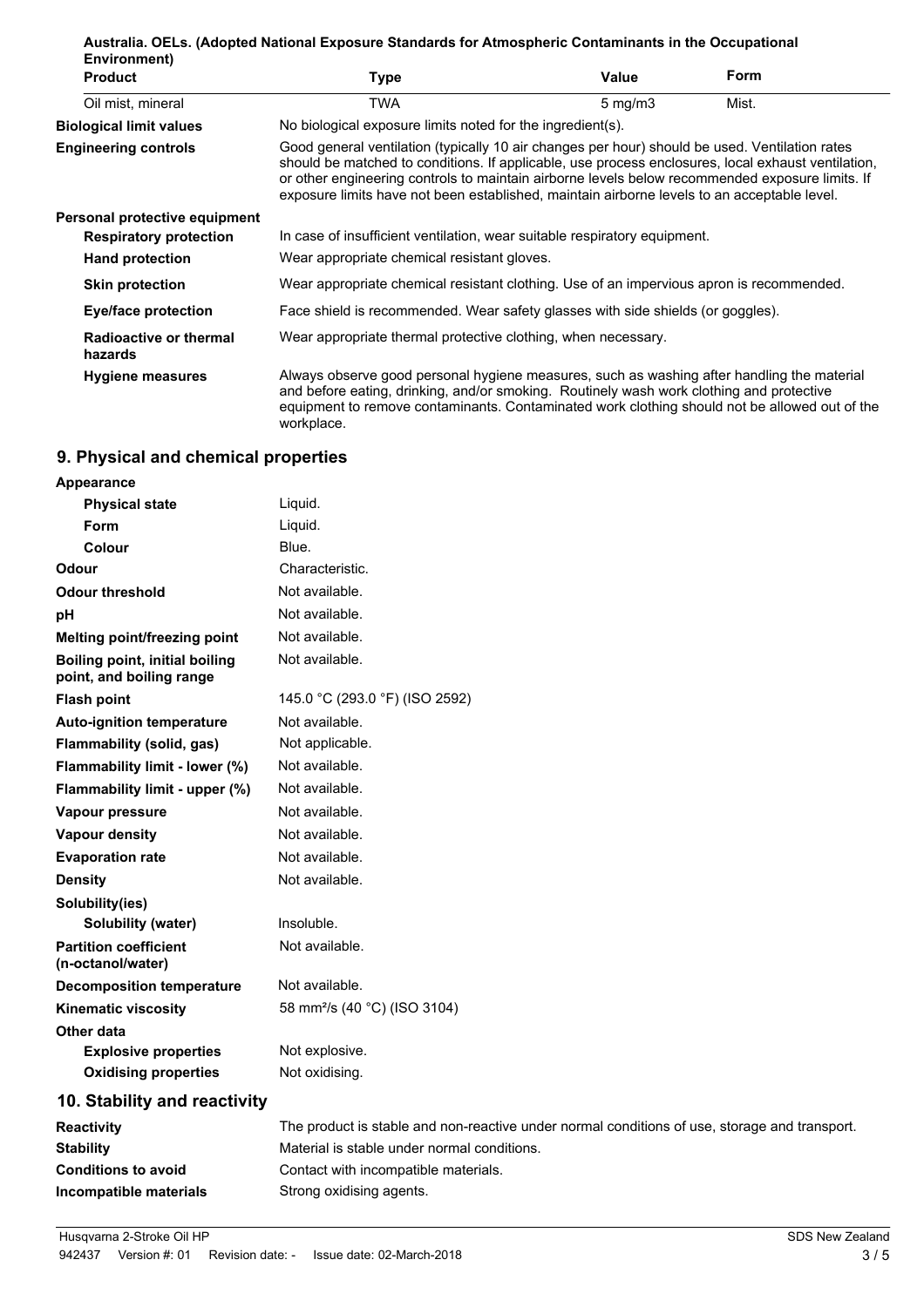**Australia. OELs. (Adopted National Exposure Standards for Atmospheric Contaminants in the Occupational Environment)**

| Product | Type | Value | Form |
|---|---|---|---|
| Oil mist, mineral | TWA | 5 mg/m3 | Mist. |

**Biological limit values** No biological exposure limits noted for the ingredient(s).

**Engineering controls** Good general ventilation (typically 10 air changes per hour) should be used. Ventilation rates should be matched to conditions. If applicable, use process enclosures, local exhaust ventilation, or other engineering controls to maintain airborne levels below recommended exposure limits. If exposure limits have not been established, maintain airborne levels to an acceptable level.

**Personal protective equipment**

**Respiratory protection** In case of insufficient ventilation, wear suitable respiratory equipment.

**Hand protection** Wear appropriate chemical resistant gloves.

**Skin protection** Wear appropriate chemical resistant clothing. Use of an impervious apron is recommended.

**Eye/face protection** Face shield is recommended. Wear safety glasses with side shields (or goggles).

**Radioactive or thermal hazards** Wear appropriate thermal protective clothing, when necessary.

**Hygiene measures** Always observe good personal hygiene measures, such as washing after handling the material and before eating, drinking, and/or smoking. Routinely wash work clothing and protective equipment to remove contaminants. Contaminated work clothing should not be allowed out of the workplace.

## 9. Physical and chemical properties

**Appearance**

| | |
|---|---|
| **Physical state** | Liquid. |
| **Form** | Liquid. |
| **Colour** | Blue. |
| **Odour** | Characteristic. |
| **Odour threshold** | Not available. |
| **pH** | Not available. |
| **Melting point/freezing point** | Not available. |
| **Boiling point, initial boiling point, and boiling range** | Not available. |
| **Flash point** | 145.0 °C (293.0 °F) (ISO 2592) |
| **Auto-ignition temperature** | Not available. |
| **Flammability (solid, gas)** | Not applicable. |
| **Flammability limit - lower (%)** | Not available. |
| **Flammability limit - upper (%)** | Not available. |
| **Vapour pressure** | Not available. |
| **Vapour density** | Not available. |
| **Evaporation rate** | Not available. |
| **Density** | Not available. |
| **Solubility(ies)** | |
| **Solubility (water)** | Insoluble. |
| **Partition coefficient (n-octanol/water)** | Not available. |
| **Decomposition temperature** | Not available. |
| **Kinematic viscosity** | 58 mm²/s (40 °C) (ISO 3104) |
| **Other data** | |
| **Explosive properties** | Not explosive. |
| **Oxidising properties** | Not oxidising. |

## 10. Stability and reactivity

**Reactivity** The product is stable and non-reactive under normal conditions of use, storage and transport.

**Stability** Material is stable under normal conditions.

**Conditions to avoid** Contact with incompatible materials.

**Incompatible materials** Strong oxidising agents.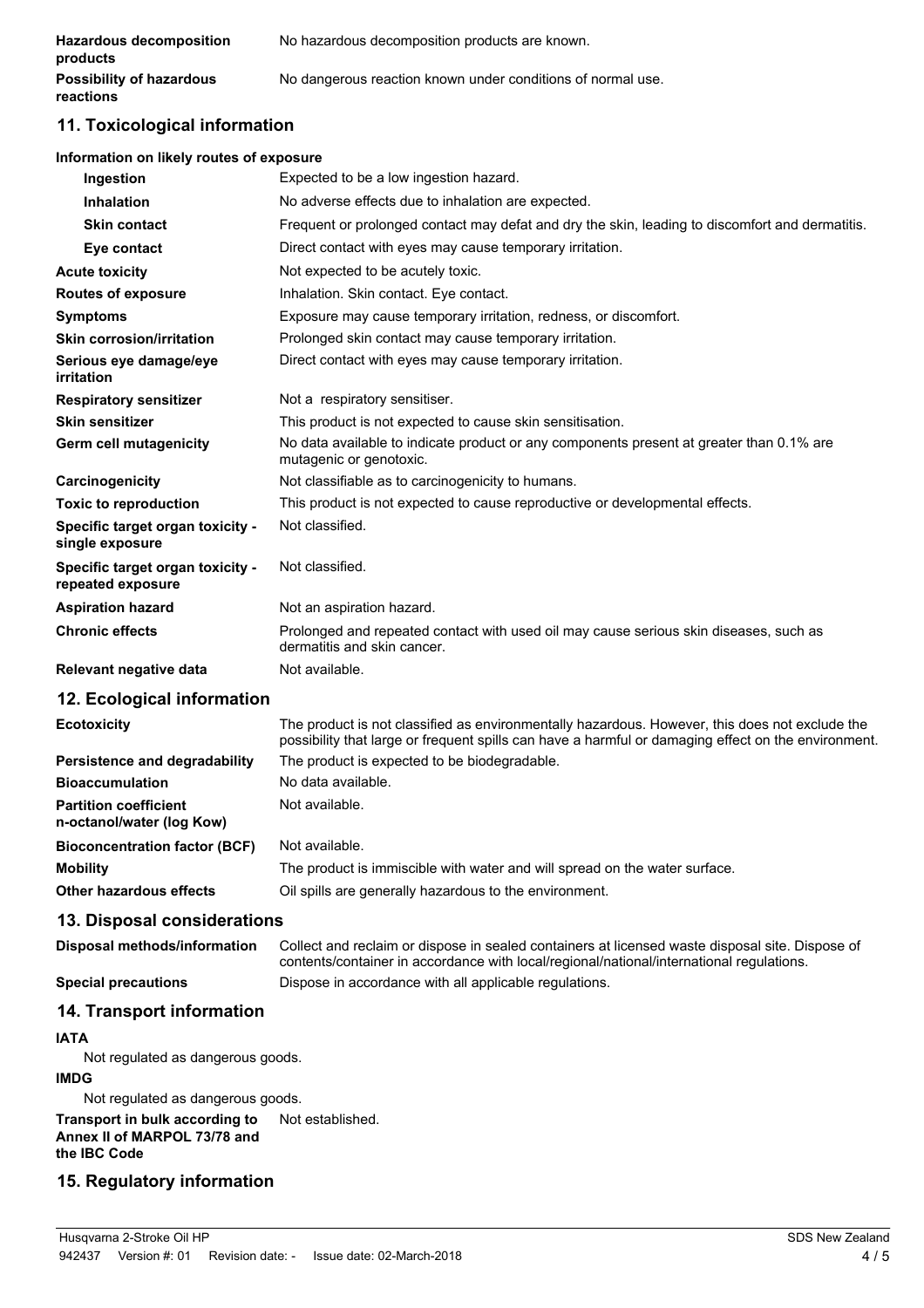| | |
|---|---|
| **Hazardous decomposition products** | No hazardous decomposition products are known. |
| **Possibility of hazardous reactions** | No dangerous reaction known under conditions of normal use. |

## 11. Toxicological information

**Information on likely routes of exposure**

| | |
|---|---|
| **Ingestion** | Expected to be a low ingestion hazard. |
| **Inhalation** | No adverse effects due to inhalation are expected. |
| **Skin contact** | Frequent or prolonged contact may defat and dry the skin, leading to discomfort and dermatitis. |
| **Eye contact** | Direct contact with eyes may cause temporary irritation. |
| **Acute toxicity** | Not expected to be acutely toxic. |
| **Routes of exposure** | Inhalation. Skin contact. Eye contact. |
| **Symptoms** | Exposure may cause temporary irritation, redness, or discomfort. |
| **Skin corrosion/irritation** | Prolonged skin contact may cause temporary irritation. |
| **Serious eye damage/eye irritation** | Direct contact with eyes may cause temporary irritation. |
| **Respiratory sensitizer** | Not a respiratory sensitiser. |
| **Skin sensitizer** | This product is not expected to cause skin sensitisation. |
| **Germ cell mutagenicity** | No data available to indicate product or any components present at greater than 0.1% are mutagenic or genotoxic. |
| **Carcinogenicity** | Not classifiable as to carcinogenicity to humans. |
| **Toxic to reproduction** | This product is not expected to cause reproductive or developmental effects. |
| **Specific target organ toxicity - single exposure** | Not classified. |
| **Specific target organ toxicity - repeated exposure** | Not classified. |
| **Aspiration hazard** | Not an aspiration hazard. |
| **Chronic effects** | Prolonged and repeated contact with used oil may cause serious skin diseases, such as dermatitis and skin cancer. |
| **Relevant negative data** | Not available. |

## 12. Ecological information

| | |
|---|---|
| **Ecotoxicity** | The product is not classified as environmentally hazardous. However, this does not exclude the possibility that large or frequent spills can have a harmful or damaging effect on the environment. |
| **Persistence and degradability** | The product is expected to be biodegradable. |
| **Bioaccumulation** | No data available. |
| **Partition coefficient n-octanol/water (log Kow)** | Not available. |
| **Bioconcentration factor (BCF)** | Not available. |
| **Mobility** | The product is immiscible with water and will spread on the water surface. |
| **Other hazardous effects** | Oil spills are generally hazardous to the environment. |

## 13. Disposal considerations

| | |
|---|---|
| **Disposal methods/information** | Collect and reclaim or dispose in sealed containers at licensed waste disposal site. Dispose of contents/container in accordance with local/regional/national/international regulations. |
| **Special precautions** | Dispose in accordance with all applicable regulations. |

## 14. Transport information

**IATA**

Not regulated as dangerous goods.

**IMDG**

Not regulated as dangerous goods.

| | |
|---|---|
| **Transport in bulk according to Annex II of MARPOL 73/78 and the IBC Code** | Not established. |

## 15. Regulatory information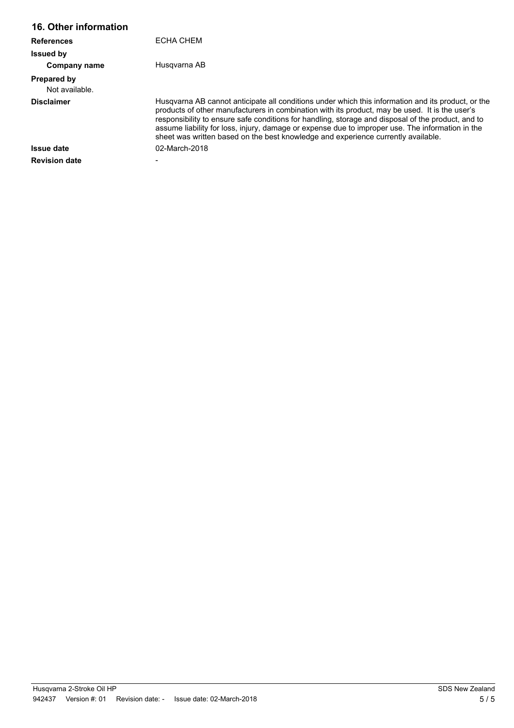## 16. Other information

**References** ECHA CHEM

**Issued by**

**Company name** Husqvarna AB

**Prepared by**

Not available.

**Disclaimer** Husqvarna AB cannot anticipate all conditions under which this information and its product, or the products of other manufacturers in combination with its product, may be used. It is the user's responsibility to ensure safe conditions for handling, storage and disposal of the product, and to assume liability for loss, injury, damage or expense due to improper use. The information in the sheet was written based on the best knowledge and experience currently available.

**Issue date** 02-March-2018

**Revision date** -